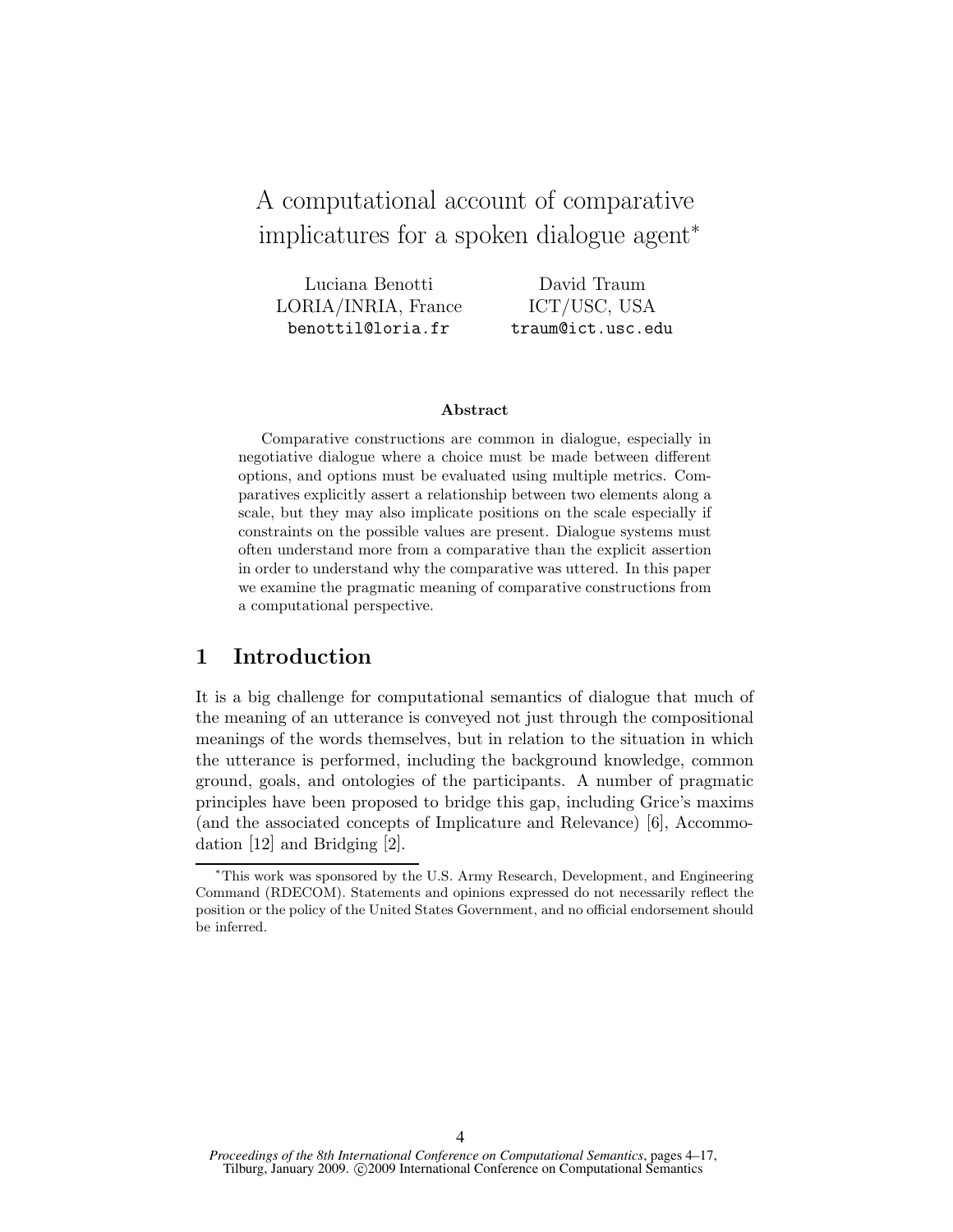# A computational account of comparative implicatures for a spoken dialogue agent*

Luciana Benotti
LORIA/INRIA, France
benottil@loria.fr

David Traum
ICT/USC, USA
traum@ict.usc.edu

### Abstract

Comparative constructions are common in dialogue, especially in negotiative dialogue where a choice must be made between different options, and options must be evaluated using multiple metrics. Comparatives explicitly assert a relationship between two elements along a scale, but they may also implicate positions on the scale especially if constraints on the possible values are present. Dialogue systems must often understand more from a comparative than the explicit assertion in order to understand why the comparative was uttered. In this paper we examine the pragmatic meaning of comparative constructions from a computational perspective.

## 1 Introduction

It is a big challenge for computational semantics of dialogue that much of the meaning of an utterance is conveyed not just through the compositional meanings of the words themselves, but in relation to the situation in which the utterance is performed, including the background knowledge, common ground, goals, and ontologies of the participants. A number of pragmatic principles have been proposed to bridge this gap, including Grice's maxims (and the associated concepts of Implicature and Relevance) [6], Accommodation [12] and Bridging [2].

*This work was sponsored by the U.S. Army Research, Development, and Engineering Command (RDECOM). Statements and opinions expressed do not necessarily reflect the position or the policy of the United States Government, and no official endorsement should be inferred.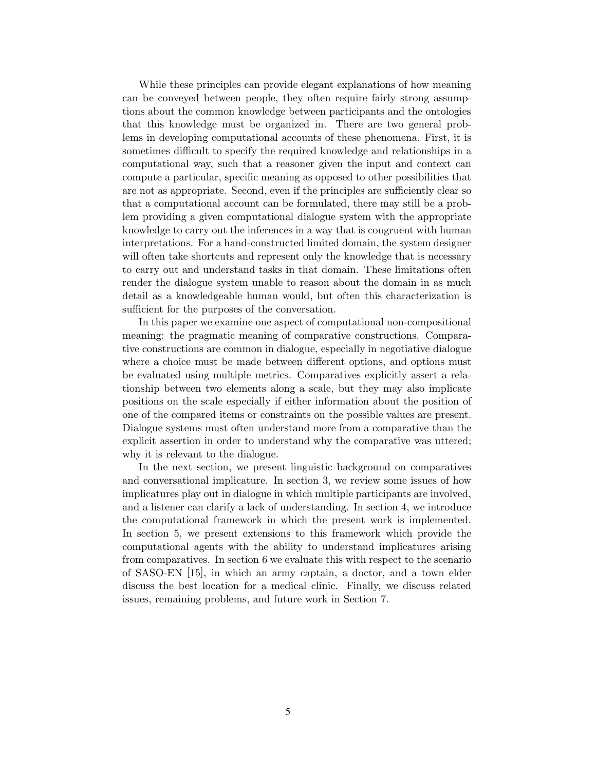While these principles can provide elegant explanations of how meaning can be conveyed between people, they often require fairly strong assumptions about the common knowledge between participants and the ontologies that this knowledge must be organized in. There are two general problems in developing computational accounts of these phenomena. First, it is sometimes difficult to specify the required knowledge and relationships in a computational way, such that a reasoner given the input and context can compute a particular, specific meaning as opposed to other possibilities that are not as appropriate. Second, even if the principles are sufficiently clear so that a computational account can be formulated, there may still be a problem providing a given computational dialogue system with the appropriate knowledge to carry out the inferences in a way that is congruent with human interpretations. For a hand-constructed limited domain, the system designer will often take shortcuts and represent only the knowledge that is necessary to carry out and understand tasks in that domain. These limitations often render the dialogue system unable to reason about the domain in as much detail as a knowledgeable human would, but often this characterization is sufficient for the purposes of the conversation.

In this paper we examine one aspect of computational non-compositional meaning: the pragmatic meaning of comparative constructions. Comparative constructions are common in dialogue, especially in negotiative dialogue where a choice must be made between different options, and options must be evaluated using multiple metrics. Comparatives explicitly assert a relationship between two elements along a scale, but they may also implicate positions on the scale especially if either information about the position of one of the compared items or constraints on the possible values are present. Dialogue systems must often understand more from a comparative than the explicit assertion in order to understand why the comparative was uttered; why it is relevant to the dialogue.

In the next section, we present linguistic background on comparatives and conversational implicature. In section 3, we review some issues of how implicatures play out in dialogue in which multiple participants are involved, and a listener can clarify a lack of understanding. In section 4, we introduce the computational framework in which the present work is implemented. In section 5, we present extensions to this framework which provide the computational agents with the ability to understand implicatures arising from comparatives. In section 6 we evaluate this with respect to the scenario of SASO-EN [15], in which an army captain, a doctor, and a town elder discuss the best location for a medical clinic. Finally, we discuss related issues, remaining problems, and future work in Section 7.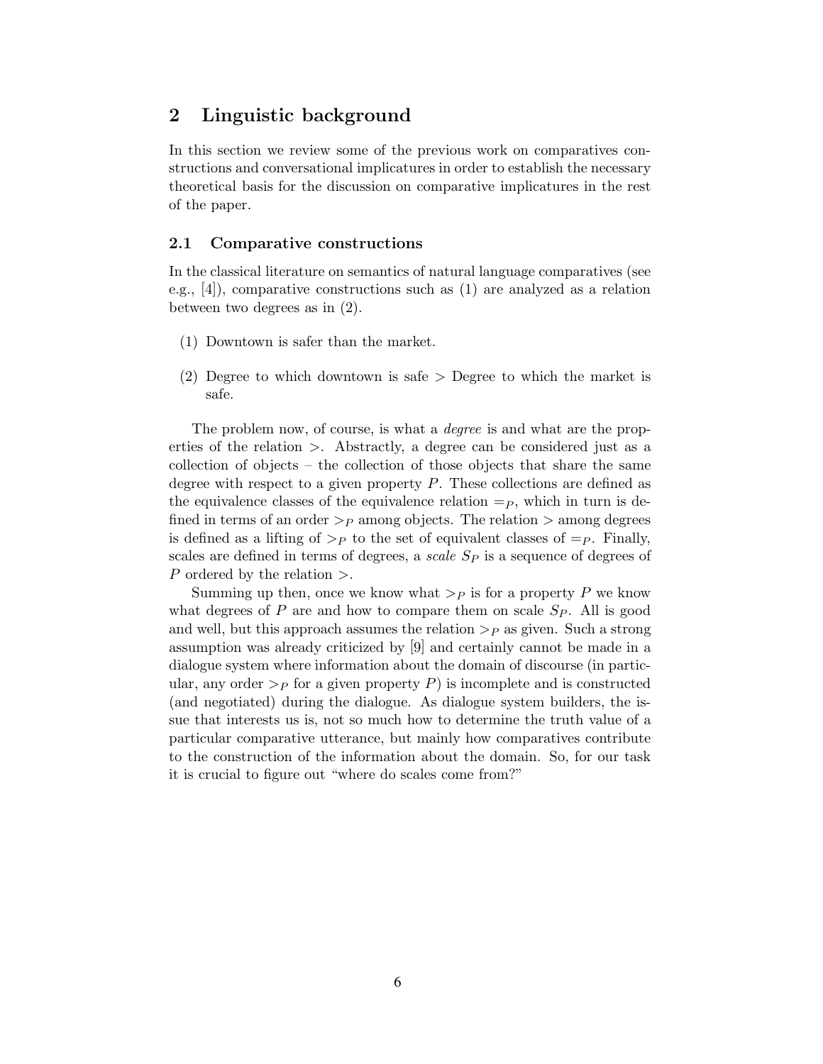## 2 Linguistic background

In this section we review some of the previous work on comparatives constructions and conversational implicatures in order to establish the necessary theoretical basis for the discussion on comparative implicatures in the rest of the paper.

### 2.1 Comparative constructions

In the classical literature on semantics of natural language comparatives (see e.g., [4]), comparative constructions such as (1) are analyzed as a relation between two degrees as in (2).

(1) Downtown is safer than the market.

(2) Degree to which downtown is safe $>$ Degree to which the market is safe.

The problem now, of course, is what a *degree* is and what are the properties of the relation $>$. Abstractly, a degree can be considered just as a collection of objects – the collection of those objects that share the same degree with respect to a given property $P$. These collections are defined as the equivalence classes of the equivalence relation $=_P$, which in turn is defined in terms of an order $>_P$ among objects. The relation $>$ among degrees is defined as a lifting of $>_P$ to the set of equivalent classes of $=_P$. Finally, scales are defined in terms of degrees, a *scale* $S_P$ is a sequence of degrees of $P$ ordered by the relation $>$.

Summing up then, once we know what $>_P$ is for a property $P$ we know what degrees of $P$ are and how to compare them on scale $S_P$. All is good and well, but this approach assumes the relation $>_P$ as given. Such a strong assumption was already criticized by [9] and certainly cannot be made in a dialogue system where information about the domain of discourse (in particular, any order $>_P$ for a given property $P$) is incomplete and is constructed (and negotiated) during the dialogue. As dialogue system builders, the issue that interests us is, not so much how to determine the truth value of a particular comparative utterance, but mainly how comparatives contribute to the construction of the information about the domain. So, for our task it is crucial to figure out "where do scales come from?"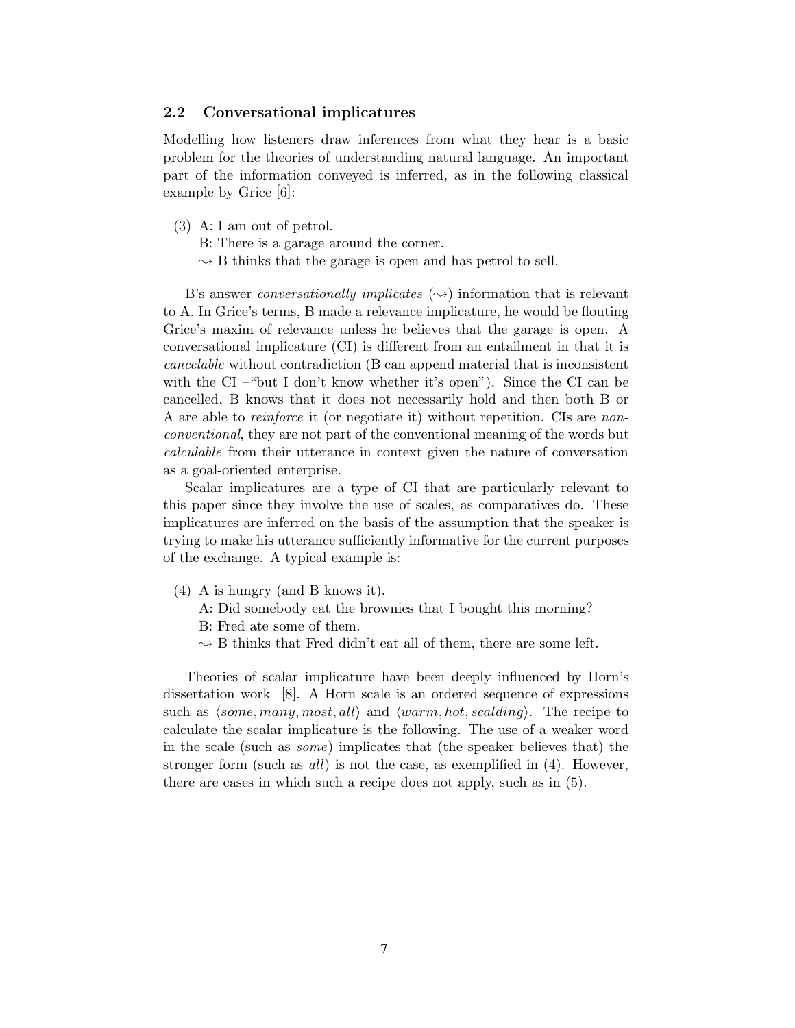## 2.2 Conversational implicatures

Modelling how listeners draw inferences from what they hear is a basic problem for the theories of understanding natural language. An important part of the information conveyed is inferred, as in the following classical example by Grice [6]:

(3) A: I am out of petrol.  
B: There is a garage around the corner.  
$\rightsquigarrow$ B thinks that the garage is open and has petrol to sell.

B's answer *conversationally implicates* ($\rightsquigarrow$) information that is relevant to A. In Grice's terms, B made a relevance implicature, he would be flouting Grice's maxim of relevance unless he believes that the garage is open. A conversational implicature (CI) is different from an entailment in that it is *cancelable* without contradiction (B can append material that is inconsistent with the CI –"but I don't know whether it's open"). Since the CI can be cancelled, B knows that it does not necessarily hold and then both B or A are able to *reinforce* it (or negotiate it) without repetition. CIs are *non-conventional*, they are not part of the conventional meaning of the words but *calculable* from their utterance in context given the nature of conversation as a goal-oriented enterprise.

Scalar implicatures are a type of CI that are particularly relevant to this paper since they involve the use of scales, as comparatives do. These implicatures are inferred on the basis of the assumption that the speaker is trying to make his utterance sufficiently informative for the current purposes of the exchange. A typical example is:

(4) A is hungry (and B knows it).  
A: Did somebody eat the brownies that I bought this morning?  
B: Fred ate some of them.  
$\rightsquigarrow$ B thinks that Fred didn't eat all of them, there are some left.

Theories of scalar implicature have been deeply influenced by Horn's dissertation work [8]. A Horn scale is an ordered sequence of expressions such as $\langle some, many, most, all \rangle$ and $\langle warm, hot, scalding \rangle$. The recipe to calculate the scalar implicature is the following. The use of a weaker word in the scale (such as *some*) implicates that (the speaker believes that) the stronger form (such as *all*) is not the case, as exemplified in (4). However, there are cases in which such a recipe does not apply, such as in (5).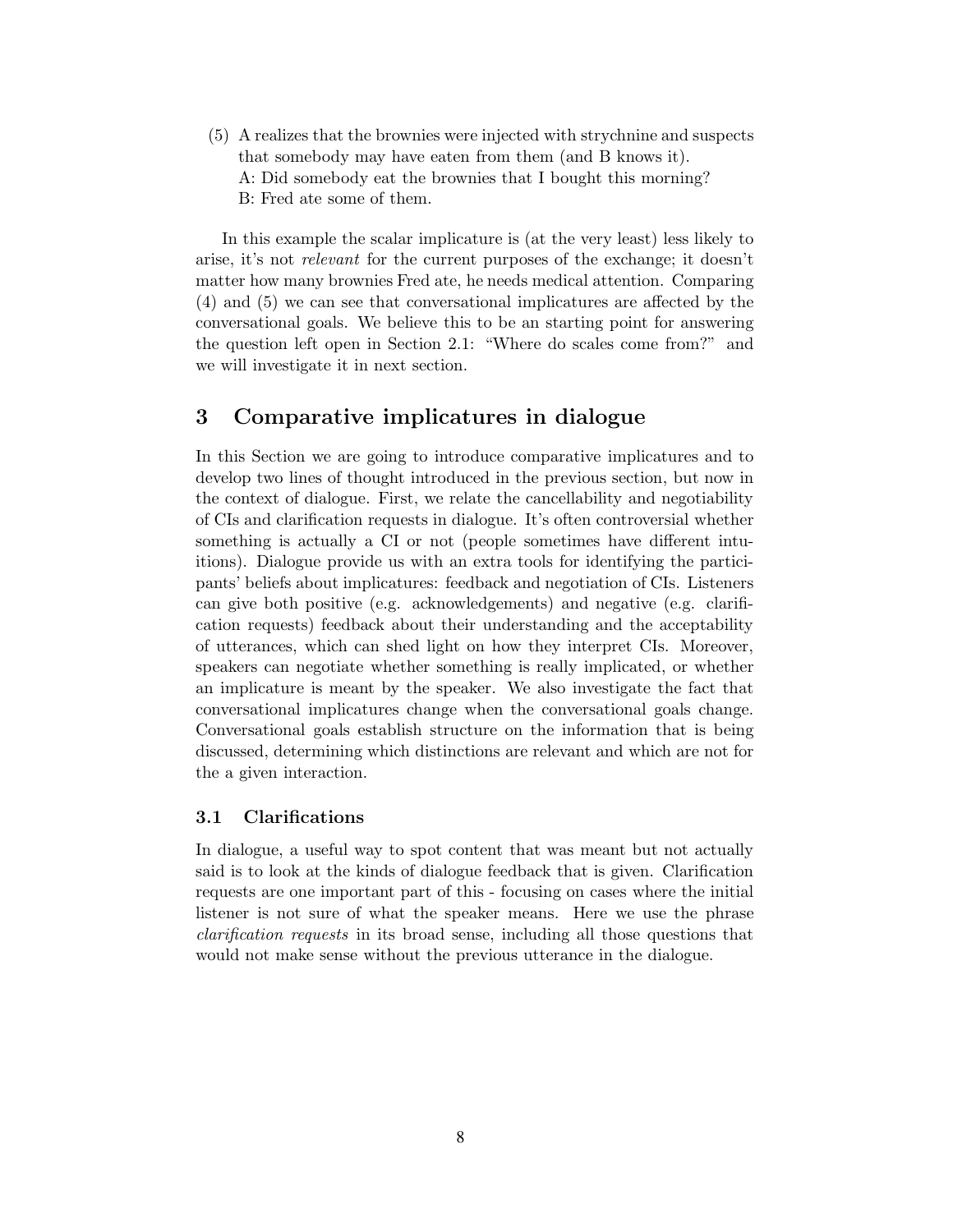(5) A realizes that the brownies were injected with strychnine and suspects that somebody may have eaten from them (and B knows it).
A: Did somebody eat the brownies that I bought this morning?
B: Fred ate some of them.

In this example the scalar implicature is (at the very least) less likely to arise, it's not *relevant* for the current purposes of the exchange; it doesn't matter how many brownies Fred ate, he needs medical attention. Comparing (4) and (5) we can see that conversational implicatures are affected by the conversational goals. We believe this to be an starting point for answering the question left open in Section 2.1: "Where do scales come from?" and we will investigate it in next section.

## 3 Comparative implicatures in dialogue

In this Section we are going to introduce comparative implicatures and to develop two lines of thought introduced in the previous section, but now in the context of dialogue. First, we relate the cancellability and negotiability of CIs and clarification requests in dialogue. It's often controversial whether something is actually a CI or not (people sometimes have different intuitions). Dialogue provide us with an extra tools for identifying the participants' beliefs about implicatures: feedback and negotiation of CIs. Listeners can give both positive (e.g. acknowledgements) and negative (e.g. clarification requests) feedback about their understanding and the acceptability of utterances, which can shed light on how they interpret CIs. Moreover, speakers can negotiate whether something is really implicated, or whether an implicature is meant by the speaker. We also investigate the fact that conversational implicatures change when the conversational goals change. Conversational goals establish structure on the information that is being discussed, determining which distinctions are relevant and which are not for the a given interaction.

### 3.1 Clarifications

In dialogue, a useful way to spot content that was meant but not actually said is to look at the kinds of dialogue feedback that is given. Clarification requests are one important part of this - focusing on cases where the initial listener is not sure of what the speaker means. Here we use the phrase *clarification requests* in its broad sense, including all those questions that would not make sense without the previous utterance in the dialogue.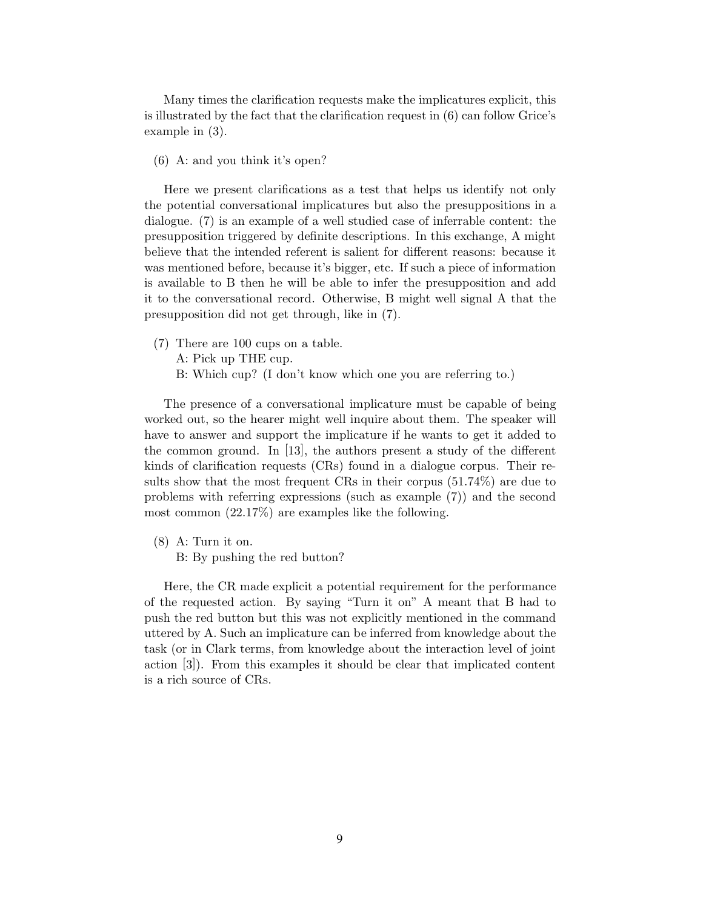Many times the clarification requests make the implicatures explicit, this is illustrated by the fact that the clarification request in (6) can follow Grice's example in (3).

(6) A: and you think it's open?

Here we present clarifications as a test that helps us identify not only the potential conversational implicatures but also the presuppositions in a dialogue. (7) is an example of a well studied case of inferrable content: the presupposition triggered by definite descriptions. In this exchange, A might believe that the intended referent is salient for different reasons: because it was mentioned before, because it's bigger, etc. If such a piece of information is available to B then he will be able to infer the presupposition and add it to the conversational record. Otherwise, B might well signal A that the presupposition did not get through, like in (7).

(7) There are 100 cups on a table.
A: Pick up THE cup.
B: Which cup? (I don't know which one you are referring to.)

The presence of a conversational implicature must be capable of being worked out, so the hearer might well inquire about them. The speaker will have to answer and support the implicature if he wants to get it added to the common ground. In [13], the authors present a study of the different kinds of clarification requests (CRs) found in a dialogue corpus. Their results show that the most frequent CRs in their corpus (51.74%) are due to problems with referring expressions (such as example (7)) and the second most common (22.17%) are examples like the following.

(8) A: Turn it on.
B: By pushing the red button?

Here, the CR made explicit a potential requirement for the performance of the requested action. By saying "Turn it on" A meant that B had to push the red button but this was not explicitly mentioned in the command uttered by A. Such an implicature can be inferred from knowledge about the task (or in Clark terms, from knowledge about the interaction level of joint action [3]). From this examples it should be clear that implicated content is a rich source of CRs.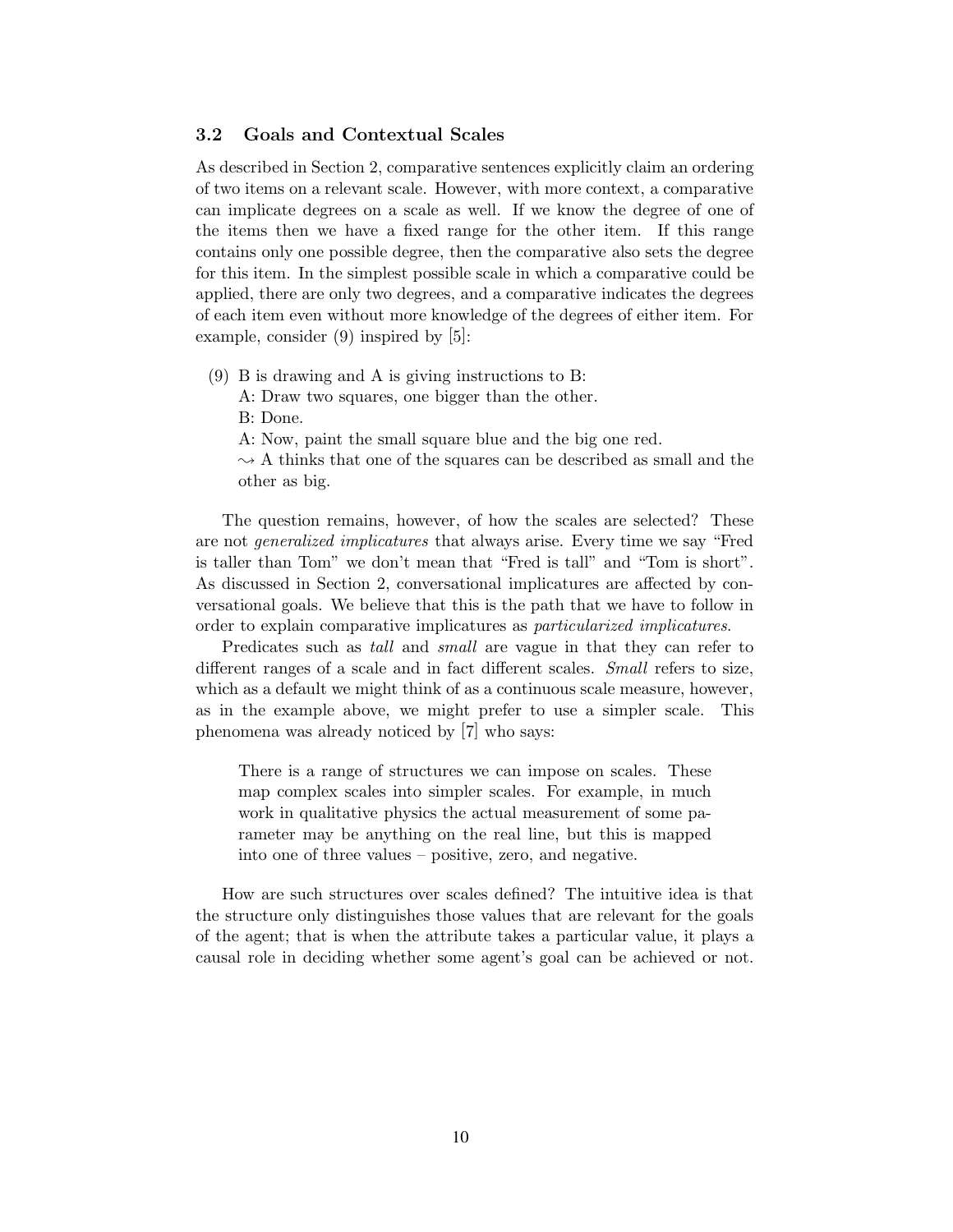### 3.2 Goals and Contextual Scales

As described in Section 2, comparative sentences explicitly claim an ordering of two items on a relevant scale. However, with more context, a comparative can implicate degrees on a scale as well. If we know the degree of one of the items then we have a fixed range for the other item. If this range contains only one possible degree, then the comparative also sets the degree for this item. In the simplest possible scale in which a comparative could be applied, there are only two degrees, and a comparative indicates the degrees of each item even without more knowledge of the degrees of either item. For example, consider (9) inspired by [5]:

(9) B is drawing and A is giving instructions to B:
A: Draw two squares, one bigger than the other.
B: Done.
A: Now, paint the small square blue and the big one red.
$\rightsquigarrow$ A thinks that one of the squares can be described as small and the other as big.

The question remains, however, of how the scales are selected? These are not *generalized implicatures* that always arise. Every time we say "Fred is taller than Tom" we don't mean that "Fred is tall" and "Tom is short". As discussed in Section 2, conversational implicatures are affected by conversational goals. We believe that this is the path that we have to follow in order to explain comparative implicatures as *particularized implicatures*.

Predicates such as *tall* and *small* are vague in that they can refer to different ranges of a scale and in fact different scales. *Small* refers to size, which as a default we might think of as a continuous scale measure, however, as in the example above, we might prefer to use a simpler scale. This phenomena was already noticed by [7] who says:

> There is a range of structures we can impose on scales. These map complex scales into simpler scales. For example, in much work in qualitative physics the actual measurement of some parameter may be anything on the real line, but this is mapped into one of three values – positive, zero, and negative.

How are such structures over scales defined? The intuitive idea is that the structure only distinguishes those values that are relevant for the goals of the agent; that is when the attribute takes a particular value, it plays a causal role in deciding whether some agent's goal can be achieved or not.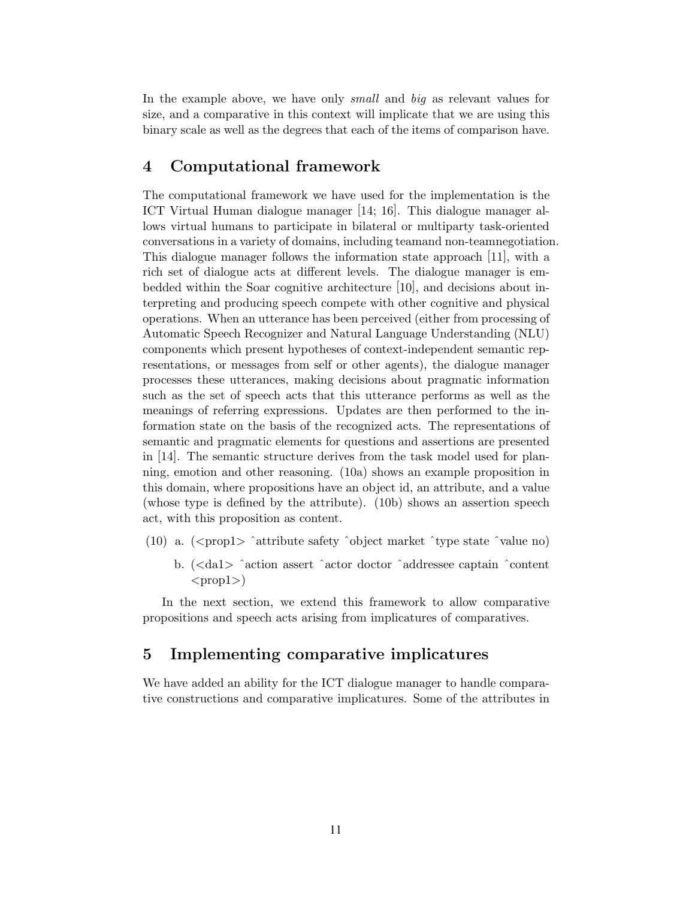In the example above, we have only *small* and *big* as relevant values for size, and a comparative in this context will implicate that we are using this binary scale as well as the degrees that each of the items of comparison have.

## 4 Computational framework

The computational framework we have used for the implementation is the ICT Virtual Human dialogue manager [14; 16]. This dialogue manager allows virtual humans to participate in bilateral or multiparty task-oriented conversations in a variety of domains, including teamand non-teamnegotiation. This dialogue manager follows the information state approach [11], with a rich set of dialogue acts at different levels. The dialogue manager is embedded within the Soar cognitive architecture [10], and decisions about interpreting and producing speech compete with other cognitive and physical operations. When an utterance has been perceived (either from processing of Automatic Speech Recognizer and Natural Language Understanding (NLU) components which present hypotheses of context-independent semantic representations, or messages from self or other agents), the dialogue manager processes these utterances, making decisions about pragmatic information such as the set of speech acts that this utterance performs as well as the meanings of referring expressions. Updates are then performed to the information state on the basis of the recognized acts. The representations of semantic and pragmatic elements for questions and assertions are presented in [14]. The semantic structure derives from the task model used for planning, emotion and other reasoning. (10a) shows an example proposition in this domain, where propositions have an object id, an attribute, and a value (whose type is defined by the attribute). (10b) shows an assertion speech act, with this proposition as content.

(10) a. (<prop1> ˆattribute safety ˆobject market ˆtype state ˆvalue no)

b. (<da1> ˆaction assert ˆactor doctor ˆaddressee captain ˆcontent <prop1>)

In the next section, we extend this framework to allow comparative propositions and speech acts arising from implicatures of comparatives.

## 5 Implementing comparative implicatures

We have added an ability for the ICT dialogue manager to handle comparative constructions and comparative implicatures. Some of the attributes in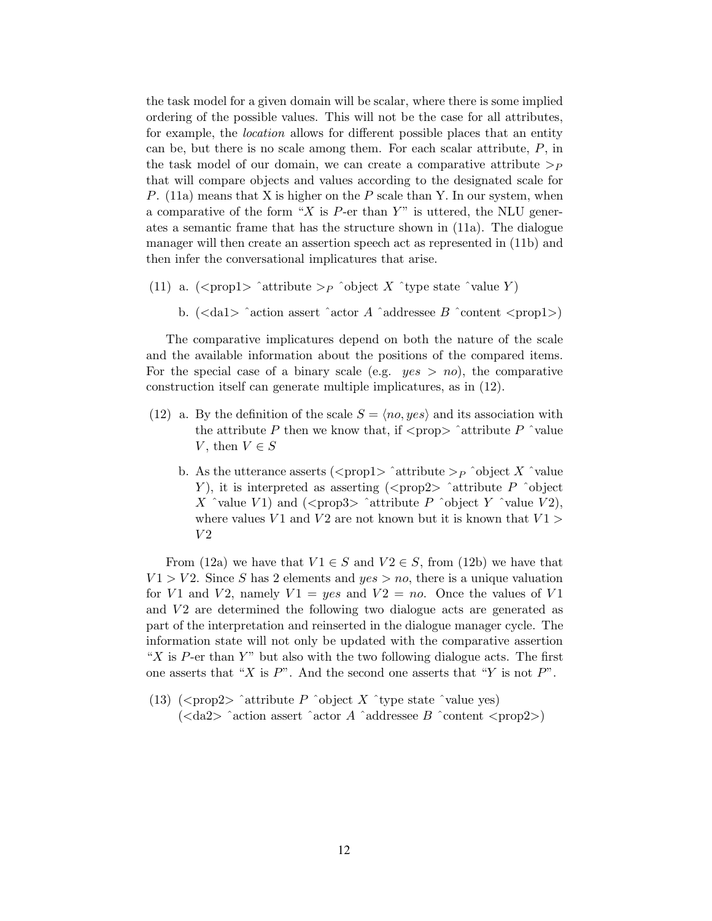the task model for a given domain will be scalar, where there is some implied ordering of the possible values. This will not be the case for all attributes, for example, the *location* allows for different possible places that an entity can be, but there is no scale among them. For each scalar attribute, $P$, in the task model of our domain, we can create a comparative attribute $>_P$ that will compare objects and values according to the designated scale for $P$. (11a) means that X is higher on the $P$ scale than Y. In our system, when a comparative of the form "$X$ is $P$-er than $Y$" is uttered, the NLU generates a semantic frame that has the structure shown in (11a). The dialogue manager will then create an assertion speech act as represented in (11b) and then infer the conversational implicatures that arise.

(11) a. (<prop1> ˆattribute $>_P$ ˆobject $X$ ˆtype state ˆvalue $Y$)

b. (<da1> ˆaction assert ˆactor $A$ ˆaddressee $B$ ˆcontent <prop1>)

The comparative implicatures depend on both the nature of the scale and the available information about the positions of the compared items. For the special case of a binary scale (e.g. *yes* > *no*), the comparative construction itself can generate multiple implicatures, as in (12).

(12) a. By the definition of the scale $S = \langle no, yes \rangle$ and its association with the attribute $P$ then we know that, if <prop> ˆattribute $P$ ˆvalue $V$, then $V \in S$

b. As the utterance asserts (<prop1> ˆattribute $>_P$ ˆobject $X$ ˆvalue $Y$), it is interpreted as asserting (<prop2> ˆattribute $P$ ˆobject $X$ ˆvalue $V1$) and (<prop3> ˆattribute $P$ ˆobject $Y$ ˆvalue $V2$), where values $V1$ and $V2$ are not known but it is known that $V1 > V2$

From (12a) we have that $V1 \in S$ and $V2 \in S$, from (12b) we have that $V1 > V2$. Since $S$ has 2 elements and *yes* > *no*, there is a unique valuation for $V1$ and $V2$, namely $V1$ = *yes* and $V2$ = *no*. Once the values of $V1$ and $V2$ are determined the following two dialogue acts are generated as part of the interpretation and reinserted in the dialogue manager cycle. The information state will not only be updated with the comparative assertion "$X$ is $P$-er than $Y$" but also with the two following dialogue acts. The first one asserts that "$X$ is $P$". And the second one asserts that "$Y$ is not $P$".

(13) (<prop2> ˆattribute $P$ ˆobject $X$ ˆtype state ˆvalue yes)
(<da2> ˆaction assert ˆactor $A$ ˆaddressee $B$ ˆcontent <prop2>)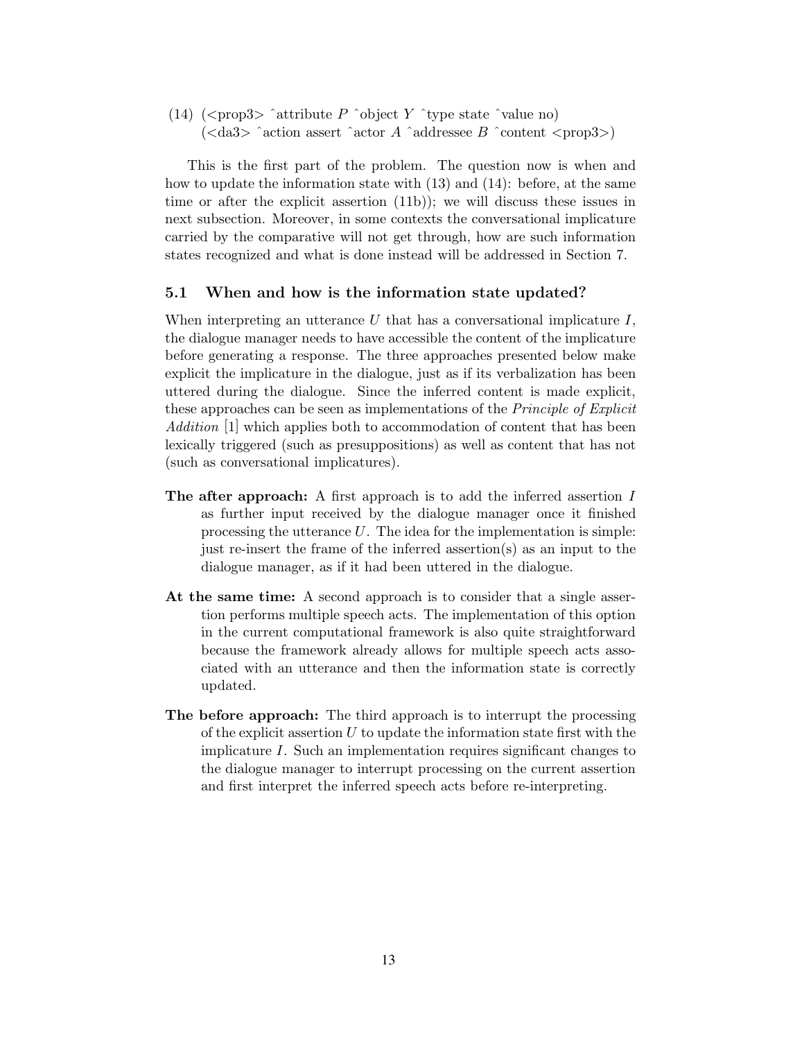(14) (<prop3> ˆattribute $P$ ˆobject $Y$ ˆtype state ˆvalue no)
(<da3> ˆaction assert ˆactor $A$ ˆaddressee $B$ ˆcontent <prop3>)

This is the first part of the problem. The question now is when and how to update the information state with (13) and (14): before, at the same time or after the explicit assertion (11b)); we will discuss these issues in next subsection. Moreover, in some contexts the conversational implicature carried by the comparative will not get through, how are such information states recognized and what is done instead will be addressed in Section 7.

### 5.1 When and how is the information state updated?

When interpreting an utterance $U$ that has a conversational implicature $I$, the dialogue manager needs to have accessible the content of the implicature before generating a response. The three approaches presented below make explicit the implicature in the dialogue, just as if its verbalization has been uttered during the dialogue. Since the inferred content is made explicit, these approaches can be seen as implementations of the *Principle of Explicit Addition* [1] which applies both to accommodation of content that has been lexically triggered (such as presuppositions) as well as content that has not (such as conversational implicatures).

**The after approach:** A first approach is to add the inferred assertion $I$ as further input received by the dialogue manager once it finished processing the utterance $U$. The idea for the implementation is simple: just re-insert the frame of the inferred assertion(s) as an input to the dialogue manager, as if it had been uttered in the dialogue.

**At the same time:** A second approach is to consider that a single assertion performs multiple speech acts. The implementation of this option in the current computational framework is also quite straightforward because the framework already allows for multiple speech acts associated with an utterance and then the information state is correctly updated.

**The before approach:** The third approach is to interrupt the processing of the explicit assertion $U$ to update the information state first with the implicature $I$. Such an implementation requires significant changes to the dialogue manager to interrupt processing on the current assertion and first interpret the inferred speech acts before re-interpreting.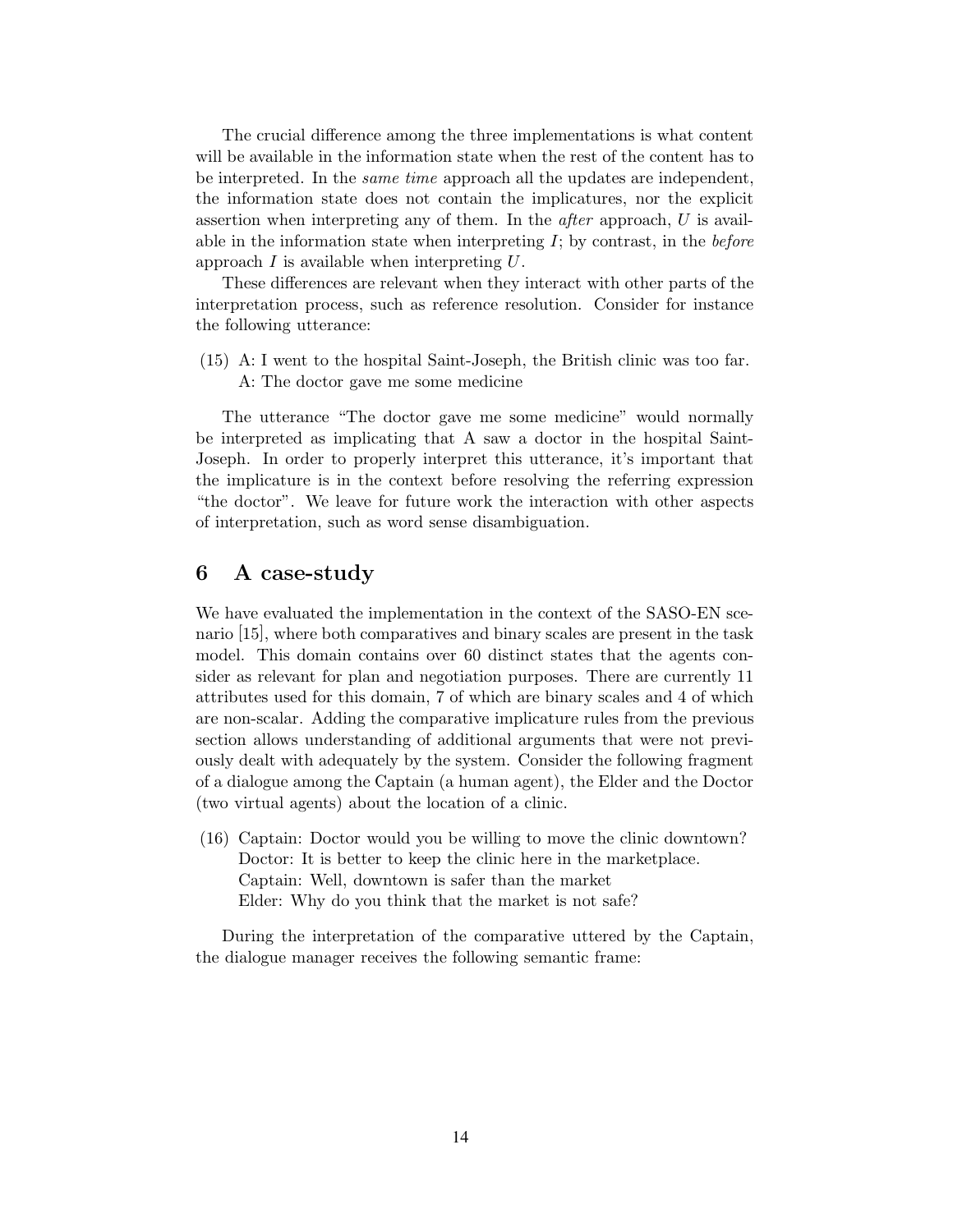The crucial difference among the three implementations is what content will be available in the information state when the rest of the content has to be interpreted. In the *same time* approach all the updates are independent, the information state does not contain the implicatures, nor the explicit assertion when interpreting any of them. In the *after* approach, $U$ is available in the information state when interpreting $I$; by contrast, in the *before* approach $I$ is available when interpreting $U$.

These differences are relevant when they interact with other parts of the interpretation process, such as reference resolution. Consider for instance the following utterance:

(15) A: I went to the hospital Saint-Joseph, the British clinic was too far.
A: The doctor gave me some medicine

The utterance "The doctor gave me some medicine" would normally be interpreted as implicating that A saw a doctor in the hospital Saint-Joseph. In order to properly interpret this utterance, it's important that the implicature is in the context before resolving the referring expression "the doctor". We leave for future work the interaction with other aspects of interpretation, such as word sense disambiguation.

## 6 A case-study

We have evaluated the implementation in the context of the SASO-EN scenario [15], where both comparatives and binary scales are present in the task model. This domain contains over 60 distinct states that the agents consider as relevant for plan and negotiation purposes. There are currently 11 attributes used for this domain, 7 of which are binary scales and 4 of which are non-scalar. Adding the comparative implicature rules from the previous section allows understanding of additional arguments that were not previously dealt with adequately by the system. Consider the following fragment of a dialogue among the Captain (a human agent), the Elder and the Doctor (two virtual agents) about the location of a clinic.

(16) Captain: Doctor would you be willing to move the clinic downtown?
Doctor: It is better to keep the clinic here in the marketplace.
Captain: Well, downtown is safer than the market
Elder: Why do you think that the market is not safe?

During the interpretation of the comparative uttered by the Captain, the dialogue manager receives the following semantic frame: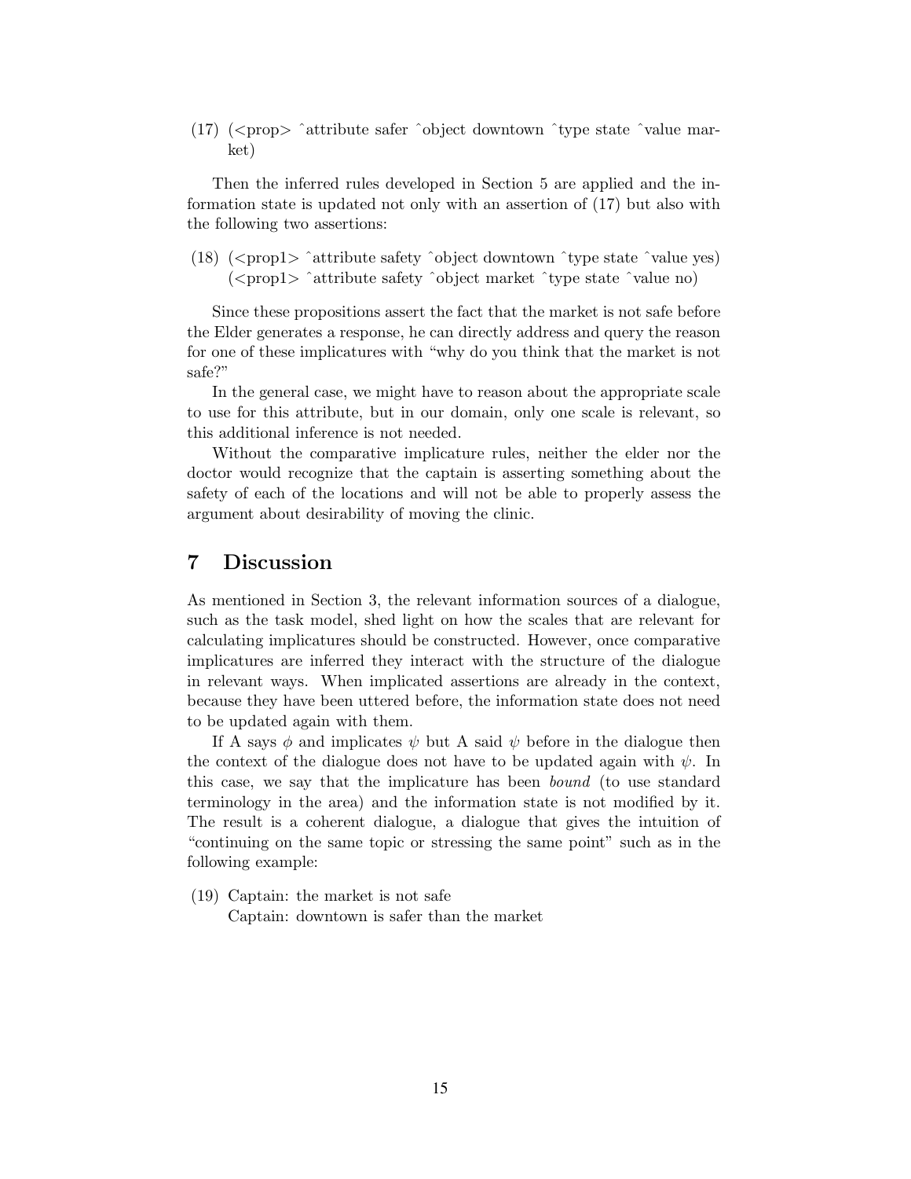(17) (<prop> ˆattribute safer ˆobject downtown ˆtype state ˆvalue market)

Then the inferred rules developed in Section 5 are applied and the information state is updated not only with an assertion of (17) but also with the following two assertions:

(18) (<prop1> ˆattribute safety ˆobject downtown ˆtype state ˆvalue yes)
(<prop1> ˆattribute safety ˆobject market ˆtype state ˆvalue no)

Since these propositions assert the fact that the market is not safe before the Elder generates a response, he can directly address and query the reason for one of these implicatures with "why do you think that the market is not safe?"

In the general case, we might have to reason about the appropriate scale to use for this attribute, but in our domain, only one scale is relevant, so this additional inference is not needed.

Without the comparative implicature rules, neither the elder nor the doctor would recognize that the captain is asserting something about the safety of each of the locations and will not be able to properly assess the argument about desirability of moving the clinic.

## 7 Discussion

As mentioned in Section 3, the relevant information sources of a dialogue, such as the task model, shed light on how the scales that are relevant for calculating implicatures should be constructed. However, once comparative implicatures are inferred they interact with the structure of the dialogue in relevant ways. When implicated assertions are already in the context, because they have been uttered before, the information state does not need to be updated again with them.

If A says $\phi$ and implicates $\psi$ but A said $\psi$ before in the dialogue then the context of the dialogue does not have to be updated again with $\psi$. In this case, we say that the implicature has been *bound* (to use standard terminology in the area) and the information state is not modified by it. The result is a coherent dialogue, a dialogue that gives the intuition of "continuing on the same topic or stressing the same point" such as in the following example:

(19) Captain: the market is not safe
Captain: downtown is safer than the market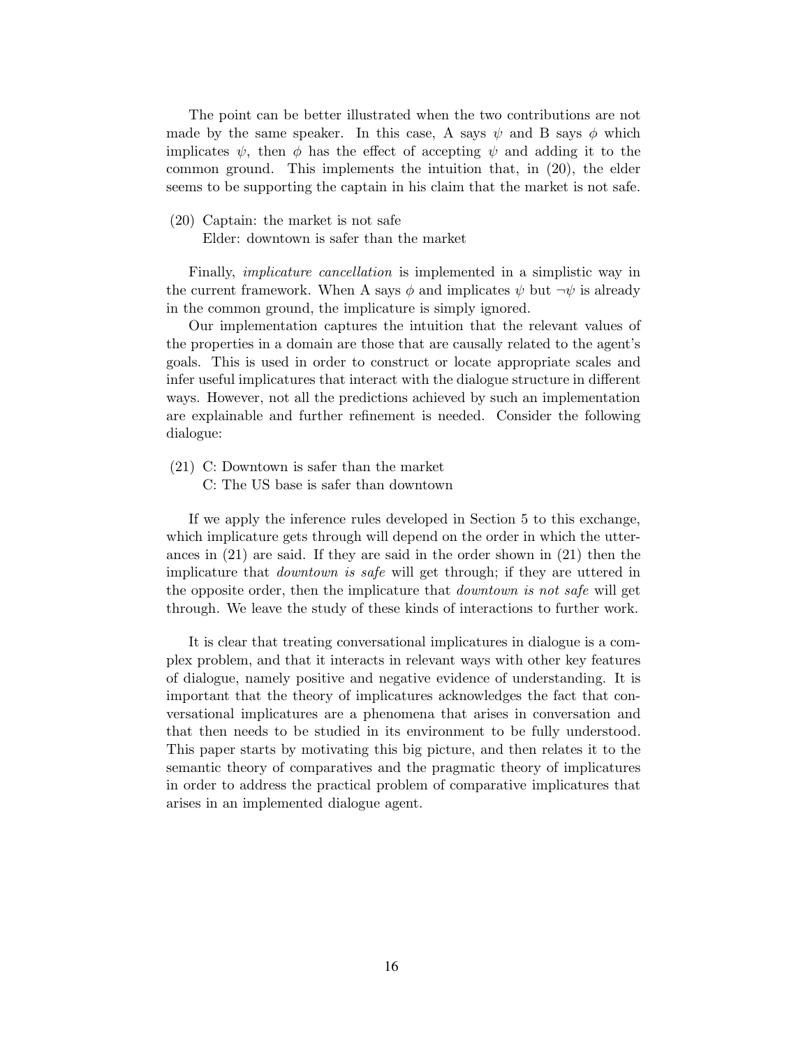The point can be better illustrated when the two contributions are not made by the same speaker. In this case, A says $\psi$ and B says $\phi$ which implicates $\psi$, then $\phi$ has the effect of accepting $\psi$ and adding it to the common ground. This implements the intuition that, in (20), the elder seems to be supporting the captain in his claim that the market is not safe.

(20) Captain: the market is not safe
Elder: downtown is safer than the market

Finally, *implicature cancellation* is implemented in a simplistic way in the current framework. When A says $\phi$ and implicates $\psi$ but $\neg\psi$ is already in the common ground, the implicature is simply ignored.

Our implementation captures the intuition that the relevant values of the properties in a domain are those that are causally related to the agent's goals. This is used in order to construct or locate appropriate scales and infer useful implicatures that interact with the dialogue structure in different ways. However, not all the predictions achieved by such an implementation are explainable and further refinement is needed. Consider the following dialogue:

(21) C: Downtown is safer than the market
C: The US base is safer than downtown

If we apply the inference rules developed in Section 5 to this exchange, which implicature gets through will depend on the order in which the utterances in (21) are said. If they are said in the order shown in (21) then the implicature that *downtown is safe* will get through; if they are uttered in the opposite order, then the implicature that *downtown is not safe* will get through. We leave the study of these kinds of interactions to further work.

It is clear that treating conversational implicatures in dialogue is a complex problem, and that it interacts in relevant ways with other key features of dialogue, namely positive and negative evidence of understanding. It is important that the theory of implicatures acknowledges the fact that conversational implicatures are a phenomena that arises in conversation and that then needs to be studied in its environment to be fully understood. This paper starts by motivating this big picture, and then relates it to the semantic theory of comparatives and the pragmatic theory of implicatures in order to address the practical problem of comparative implicatures that arises in an implemented dialogue agent.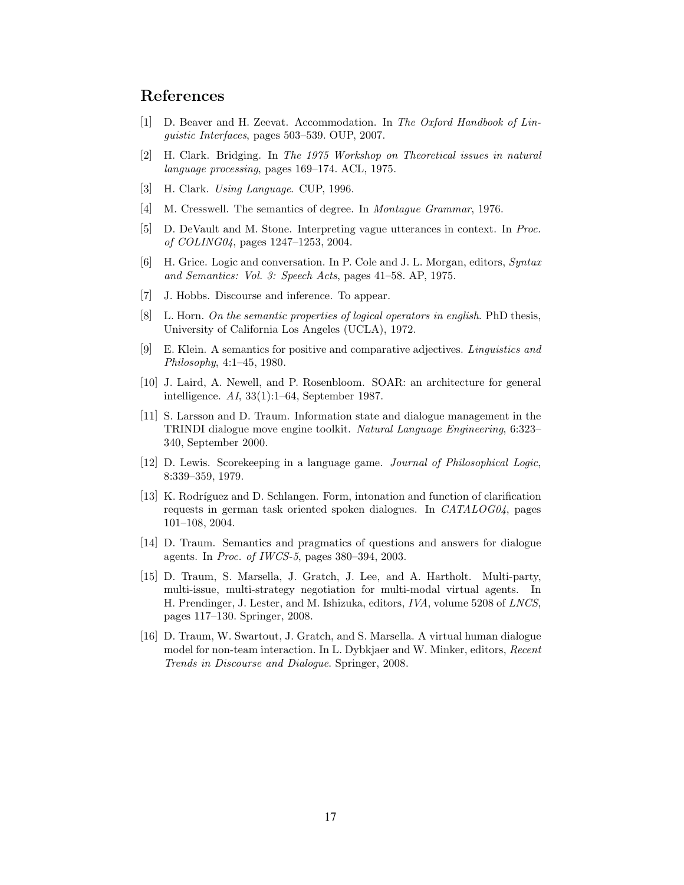## References

[1] D. Beaver and H. Zeevat. Accommodation. In *The Oxford Handbook of Linguistic Interfaces*, pages 503–539. OUP, 2007.

[2] H. Clark. Bridging. In *The 1975 Workshop on Theoretical issues in natural language processing*, pages 169–174. ACL, 1975.

[3] H. Clark. *Using Language*. CUP, 1996.

[4] M. Cresswell. The semantics of degree. In *Montague Grammar*, 1976.

[5] D. DeVault and M. Stone. Interpreting vague utterances in context. In *Proc. of COLING04*, pages 1247–1253, 2004.

[6] H. Grice. Logic and conversation. In P. Cole and J. L. Morgan, editors, *Syntax and Semantics: Vol. 3: Speech Acts*, pages 41–58. AP, 1975.

[7] J. Hobbs. Discourse and inference. To appear.

[8] L. Horn. *On the semantic properties of logical operators in english*. PhD thesis, University of California Los Angeles (UCLA), 1972.

[9] E. Klein. A semantics for positive and comparative adjectives. *Linguistics and Philosophy*, 4:1–45, 1980.

[10] J. Laird, A. Newell, and P. Rosenbloom. SOAR: an architecture for general intelligence. *AI*, 33(1):1–64, September 1987.

[11] S. Larsson and D. Traum. Information state and dialogue management in the TRINDI dialogue move engine toolkit. *Natural Language Engineering*, 6:323–340, September 2000.

[12] D. Lewis. Scorekeeping in a language game. *Journal of Philosophical Logic*, 8:339–359, 1979.

[13] K. Rodríguez and D. Schlangen. Form, intonation and function of clarification requests in german task oriented spoken dialogues. In *CATALOG04*, pages 101–108, 2004.

[14] D. Traum. Semantics and pragmatics of questions and answers for dialogue agents. In *Proc. of IWCS-5*, pages 380–394, 2003.

[15] D. Traum, S. Marsella, J. Gratch, J. Lee, and A. Hartholt. Multi-party, multi-issue, multi-strategy negotiation for multi-modal virtual agents. In H. Prendinger, J. Lester, and M. Ishizuka, editors, *IVA*, volume 5208 of *LNCS*, pages 117–130. Springer, 2008.

[16] D. Traum, W. Swartout, J. Gratch, and S. Marsella. A virtual human dialogue model for non-team interaction. In L. Dybkjaer and W. Minker, editors, *Recent Trends in Discourse and Dialogue*. Springer, 2008.